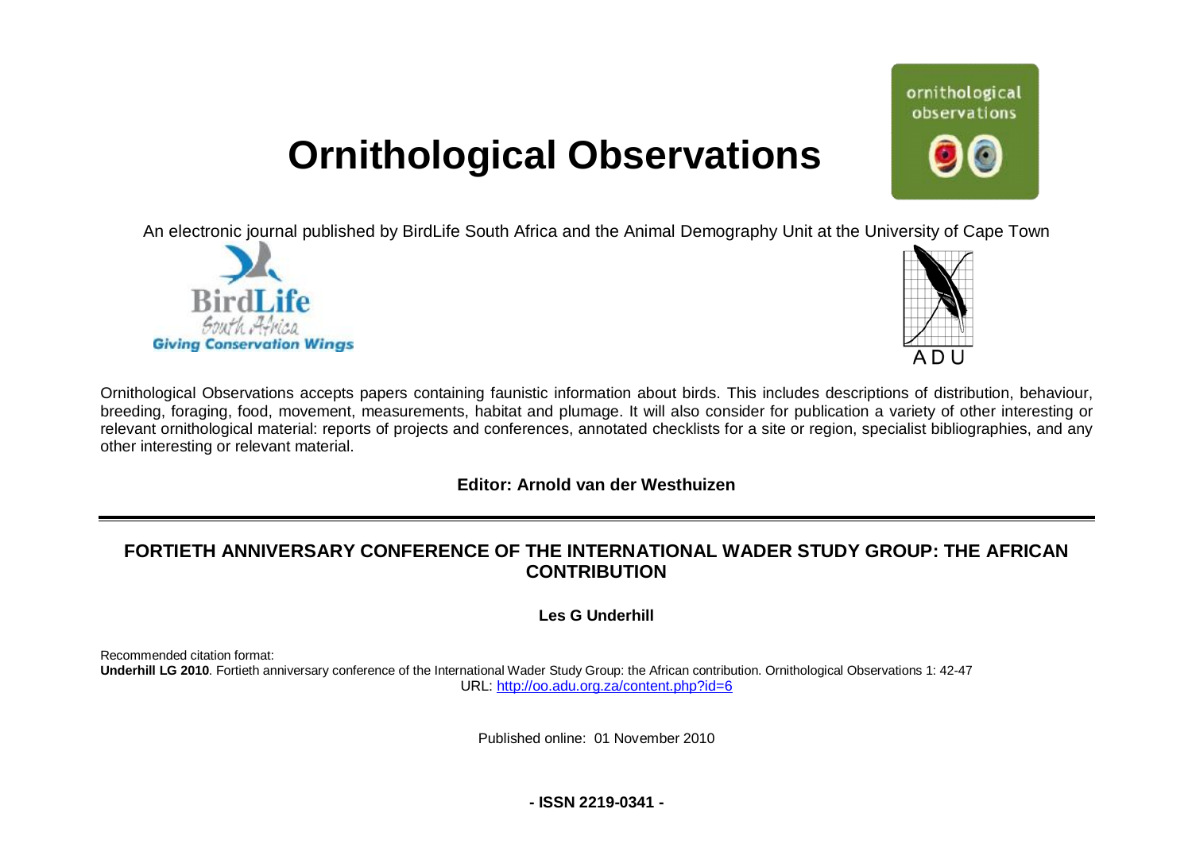# Ornithological Observations

An electronic journal published by BirdLife South Africa and the Animal Demography Unit at the University of Cape Town

Ornithological Observations accepts papers containing faunistic information about birds. This includes descriptions of distribution, behaviour, breeding, foraging, food, movement, measurements, habitat and plumage. It will also consider for publication a variety of other interesting or relevant ornithological material: reports of projects and conferences, annotated checklists for a site or region, specialist bibliographies, and any other interesting or relevant material.

**Editor: Arnold van der Westhuizen**

---

## FORTIETH ANNIVERSARY CONFERENCE OF THE INTERNATIONAL WADER STUDY GROUP: THE AFRICAN CONTRIBUTION

**Les G Underhill**

Recommended citation format:
**Underhill LG 2010**. Fortieth anniversary conference of the International Wader Study Group: the African contribution. Ornithological Observations 1: 42-47
URL: http://oo.adu.org.za/content.php?id=6

Published online: 01 November 2010

**- ISSN 2219-0341 -**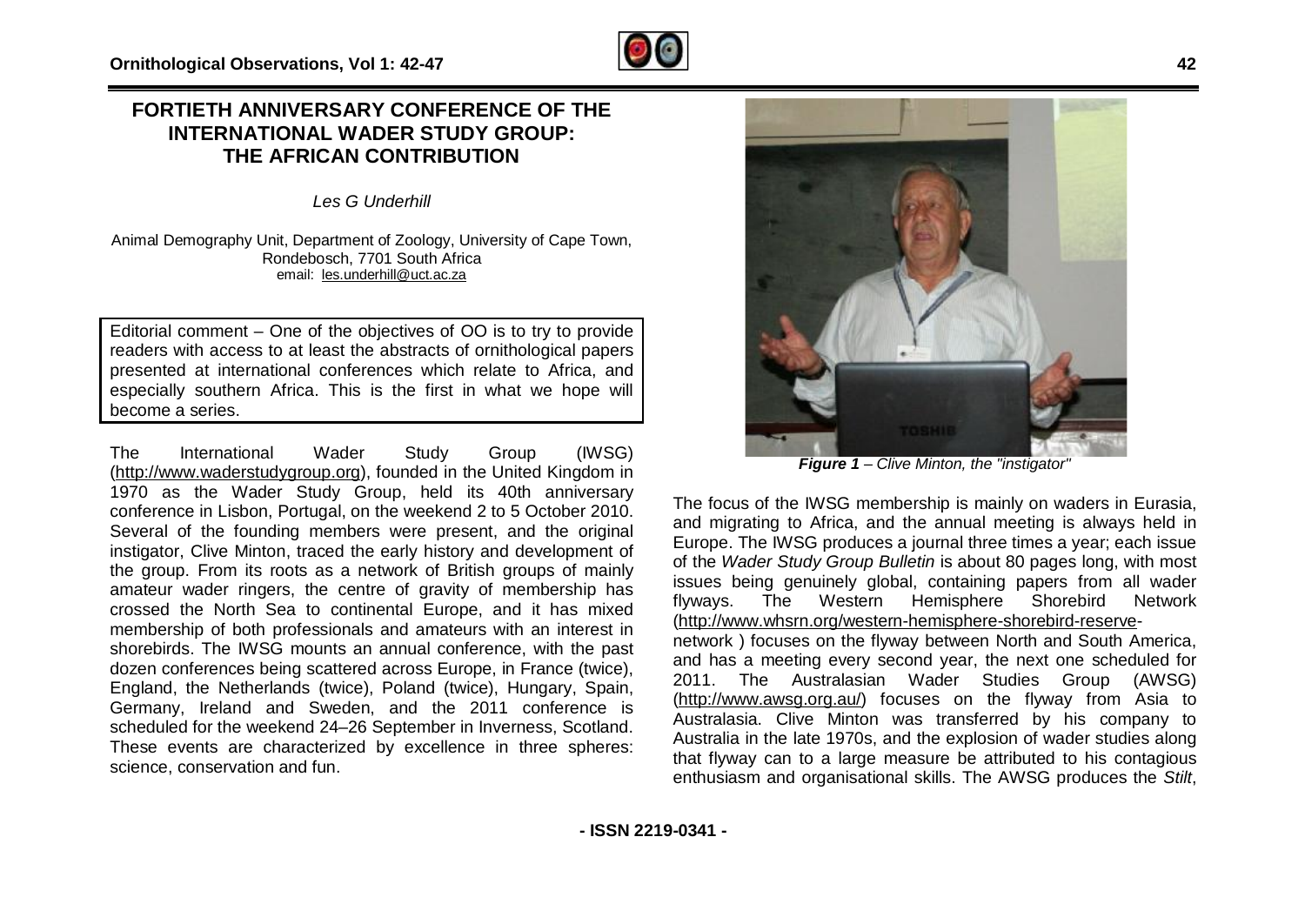# FORTIETH ANNIVERSARY CONFERENCE OF THE INTERNATIONAL WADER STUDY GROUP: THE AFRICAN CONTRIBUTION

*Les G Underhill*

Animal Demography Unit, Department of Zoology, University of Cape Town, Rondebosch, 7701 South Africa
email: les.underhill@uct.ac.za

Editorial comment – One of the objectives of OO is to try to provide readers with access to at least the abstracts of ornithological papers presented at international conferences which relate to Africa, and especially southern Africa. This is the first in what we hope will become a series.

The International Wader Study Group (IWSG) (http://www.waderstudygroup.org), founded in the United Kingdom in 1970 as the Wader Study Group, held its 40th anniversary conference in Lisbon, Portugal, on the weekend 2 to 5 October 2010. Several of the founding members were present, and the original instigator, Clive Minton, traced the early history and development of the group. From its roots as a network of British groups of mainly amateur wader ringers, the centre of gravity of membership has crossed the North Sea to continental Europe, and it has mixed membership of both professionals and amateurs with an interest in shorebirds. The IWSG mounts an annual conference, with the past dozen conferences being scattered across Europe, in France (twice), England, the Netherlands (twice), Poland (twice), Hungary, Spain, Germany, Ireland and Sweden, and the 2011 conference is scheduled for the weekend 24–26 September in Inverness, Scotland. These events are characterized by excellence in three spheres: science, conservation and fun.

***Figure 1** – Clive Minton, the "instigator"*

The focus of the IWSG membership is mainly on waders in Eurasia, and migrating to Africa, and the annual meeting is always held in Europe. The IWSG produces a journal three times a year; each issue of the *Wader Study Group Bulletin* is about 80 pages long, with most issues being genuinely global, containing papers from all wader flyways. The Western Hemisphere Shorebird Network (http://www.whsrn.org/western-hemisphere-shorebird-reserve-network ) focuses on the flyway between North and South America, and has a meeting every second year, the next one scheduled for 2011. The Australasian Wader Studies Group (AWSG) (http://www.awsg.org.au/) focuses on the flyway from Asia to Australasia. Clive Minton was transferred by his company to Australia in the late 1970s, and the explosion of wader studies along that flyway can to a large measure be attributed to his contagious enthusiasm and organisational skills. The AWSG produces the *Stilt*,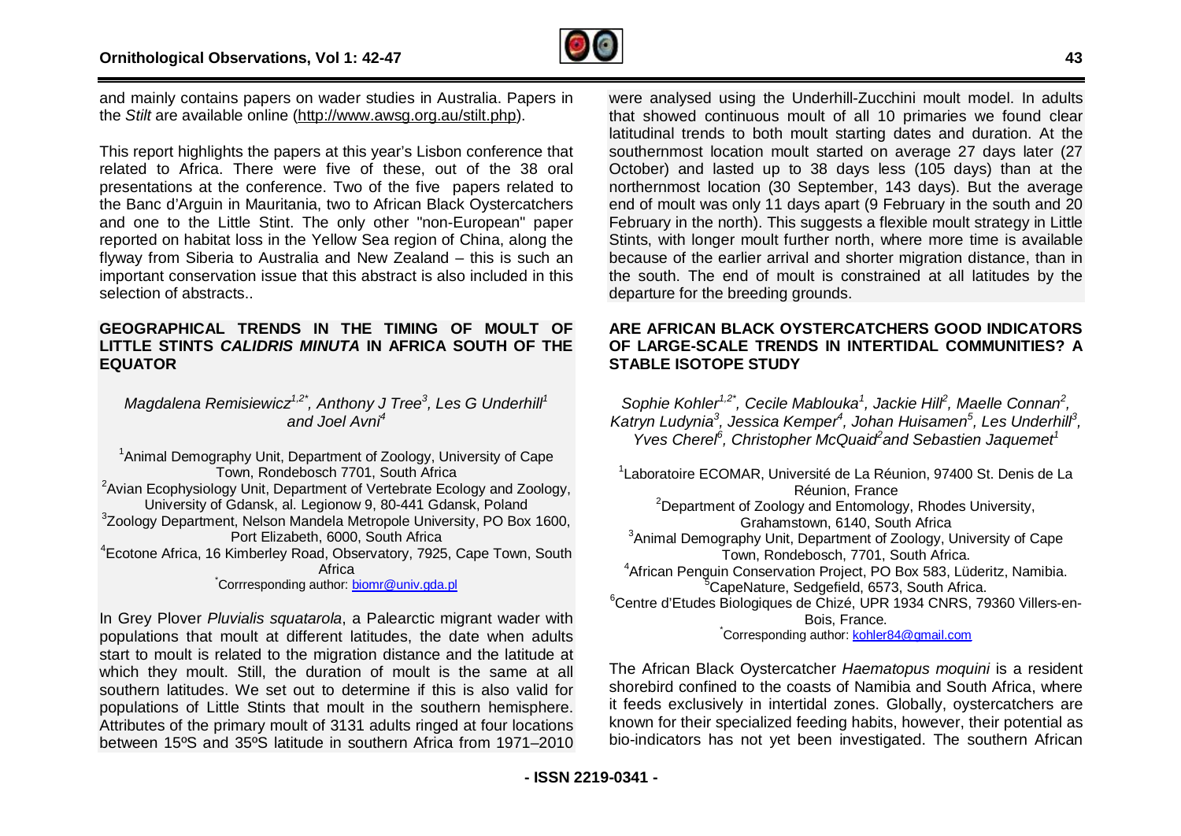and mainly contains papers on wader studies in Australia. Papers in the *Stilt* are available online (http://www.awsg.org.au/stilt.php).

This report highlights the papers at this year's Lisbon conference that related to Africa. There were five of these, out of the 38 oral presentations at the conference. Two of the five papers related to the Banc d'Arguin in Mauritania, two to African Black Oystercatchers and one to the Little Stint. The only other "non-European" paper reported on habitat loss in the Yellow Sea region of China, along the flyway from Siberia to Australia and New Zealand – this is such an important conservation issue that this abstract is also included in this selection of abstracts..

## GEOGRAPHICAL TRENDS IN THE TIMING OF MOULT OF LITTLE STINTS *CALIDRIS MINUTA* IN AFRICA SOUTH OF THE EQUATOR

*Magdalena Remisiewicz[1,2*], Anthony J Tree[3], Les G Underhill[1] and Joel Avni[4]*

[1]Animal Demography Unit, Department of Zoology, University of Cape Town, Rondebosch 7701, South Africa
[2]Avian Ecophysiology Unit, Department of Vertebrate Ecology and Zoology, University of Gdansk, al. Legionow 9, 80-441 Gdansk, Poland
[3]Zoology Department, Nelson Mandela Metropole University, PO Box 1600, Port Elizabeth, 6000, South Africa
[4]Ecotone Africa, 16 Kimberley Road, Observatory, 7925, Cape Town, South Africa
[*]Corrresponding author: biomr@univ.gda.pl

In Grey Plover *Pluvialis squatarola*, a Palearctic migrant wader with populations that moult at different latitudes, the date when adults start to moult is related to the migration distance and the latitude at which they moult. Still, the duration of moult is the same at all southern latitudes. We set out to determine if this is also valid for populations of Little Stints that moult in the southern hemisphere. Attributes of the primary moult of 3131 adults ringed at four locations between 15ºS and 35ºS latitude in southern Africa from 1971–2010 were analysed using the Underhill-Zucchini moult model. In adults that showed continuous moult of all 10 primaries we found clear latitudinal trends to both moult starting dates and duration. At the southernmost location moult started on average 27 days later (27 October) and lasted up to 38 days less (105 days) than at the northernmost location (30 September, 143 days). But the average end of moult was only 11 days apart (9 February in the south and 20 February in the north). This suggests a flexible moult strategy in Little Stints, with longer moult further north, where more time is available because of the earlier arrival and shorter migration distance, than in the south. The end of moult is constrained at all latitudes by the departure for the breeding grounds.

## ARE AFRICAN BLACK OYSTERCATCHERS GOOD INDICATORS OF LARGE-SCALE TRENDS IN INTERTIDAL COMMUNITIES? A STABLE ISOTOPE STUDY

*Sophie Kohler[1,2*], Cecile Mablouka[1], Jackie Hill[2], Maelle Connan[2], Katryn Ludynia[3], Jessica Kemper[4], Johan Huisamen[5], Les Underhill[3], Yves Cherel[6], Christopher McQuaid[2] and Sebastien Jaquemet[1]*

[1]Laboratoire ECOMAR, Université de La Réunion, 97400 St. Denis de La Réunion, France
[2]Department of Zoology and Entomology, Rhodes University, Grahamstown, 6140, South Africa
[3]Animal Demography Unit, Department of Zoology, University of Cape Town, Rondebosch, 7701, South Africa.
[4]African Penguin Conservation Project, PO Box 583, Lüderitz, Namibia.
[5]CapeNature, Sedgefield, 6573, South Africa.
[6]Centre d'Etudes Biologiques de Chizé, UPR 1934 CNRS, 79360 Villers-en-Bois, France.
[*]Corresponding author: kohler84@gmail.com

The African Black Oystercatcher *Haematopus moquini* is a resident shorebird confined to the coasts of Namibia and South Africa, where it feeds exclusively in intertidal zones. Globally, oystercatchers are known for their specialized feeding habits, however, their potential as bio-indicators has not yet been investigated. The southern African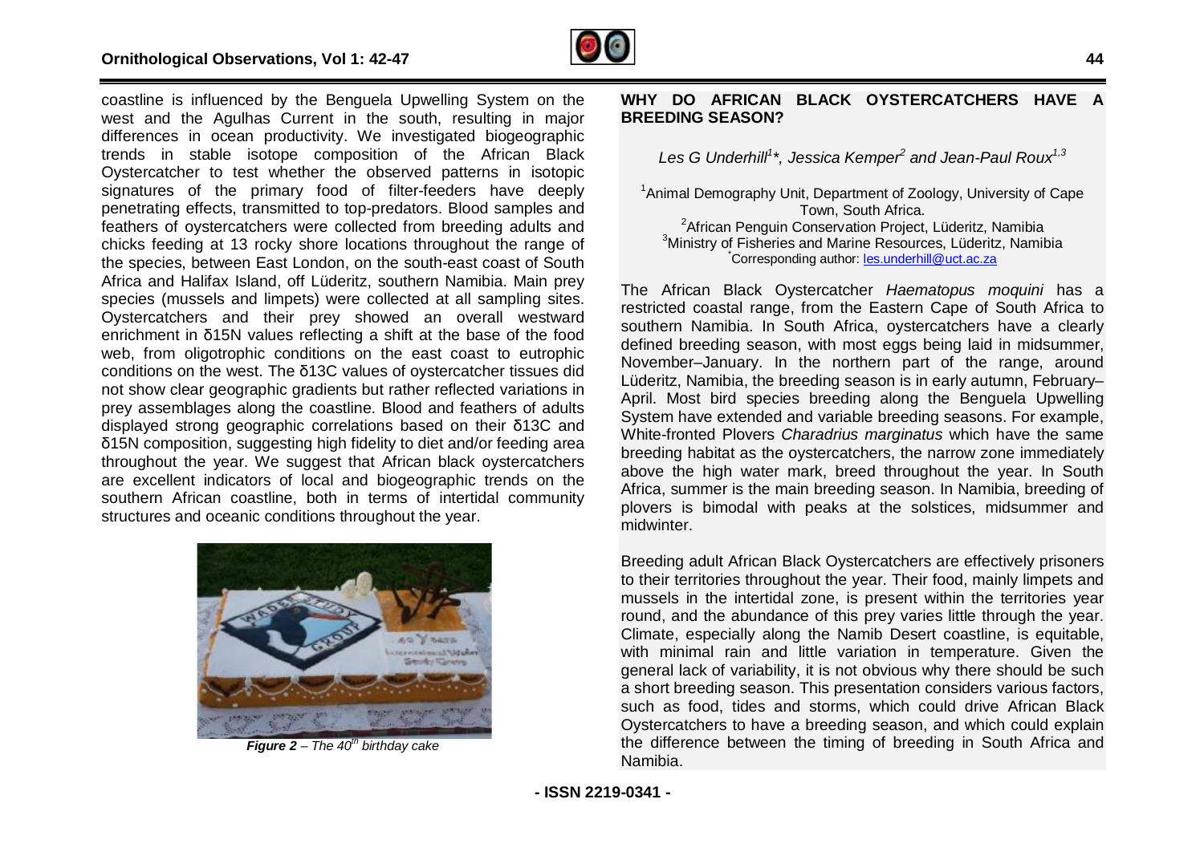coastline is influenced by the Benguela Upwelling System on the west and the Agulhas Current in the south, resulting in major differences in ocean productivity. We investigated biogeographic trends in stable isotope composition of the African Black Oystercatcher to test whether the observed patterns in isotopic signatures of the primary food of filter-feeders have deeply penetrating effects, transmitted to top-predators. Blood samples and feathers of oystercatchers were collected from breeding adults and chicks feeding at 13 rocky shore locations throughout the range of the species, between East London, on the south-east coast of South Africa and Halifax Island, off Lüderitz, southern Namibia. Main prey species (mussels and limpets) were collected at all sampling sites. Oystercatchers and their prey showed an overall westward enrichment in δ15N values reflecting a shift at the base of the food web, from oligotrophic conditions on the east coast to eutrophic conditions on the west. The δ13C values of oystercatcher tissues did not show clear geographic gradients but rather reflected variations in prey assemblages along the coastline. Blood and feathers of adults displayed strong geographic correlations based on their δ13C and δ15N composition, suggesting high fidelity to diet and/or feeding area throughout the year. We suggest that African black oystercatchers are excellent indicators of local and biogeographic trends on the southern African coastline, both in terms of intertidal community structures and oceanic conditions throughout the year.

***Figure 2*** *– The 40th birthday cake*

## WHY DO AFRICAN BLACK OYSTERCATCHERS HAVE A BREEDING SEASON?

*Les G Underhill[1]\*, Jessica Kemper[2] and Jean-Paul Roux[1,3]*

[1]Animal Demography Unit, Department of Zoology, University of Cape Town, South Africa.
[2]African Penguin Conservation Project, Lüderitz, Namibia
[3]Ministry of Fisheries and Marine Resources, Lüderitz, Namibia
*Corresponding author: les.underhill@uct.ac.za

The African Black Oystercatcher *Haematopus moquini* has a restricted coastal range, from the Eastern Cape of South Africa to southern Namibia. In South Africa, oystercatchers have a clearly defined breeding season, with most eggs being laid in midsummer, November–January. In the northern part of the range, around Lüderitz, Namibia, the breeding season is in early autumn, February–April. Most bird species breeding along the Benguela Upwelling System have extended and variable breeding seasons. For example, White-fronted Plovers *Charadrius marginatus* which have the same breeding habitat as the oystercatchers, the narrow zone immediately above the high water mark, breed throughout the year. In South Africa, summer is the main breeding season. In Namibia, breeding of plovers is bimodal with peaks at the solstices, midsummer and midwinter.

Breeding adult African Black Oystercatchers are effectively prisoners to their territories throughout the year. Their food, mainly limpets and mussels in the intertidal zone, is present within the territories year round, and the abundance of this prey varies little through the year. Climate, especially along the Namib Desert coastline, is equitable, with minimal rain and little variation in temperature. Given the general lack of variability, it is not obvious why there should be such a short breeding season. This presentation considers various factors, such as food, tides and storms, which could drive African Black Oystercatchers to have a breeding season, and which could explain the difference between the timing of breeding in South Africa and Namibia.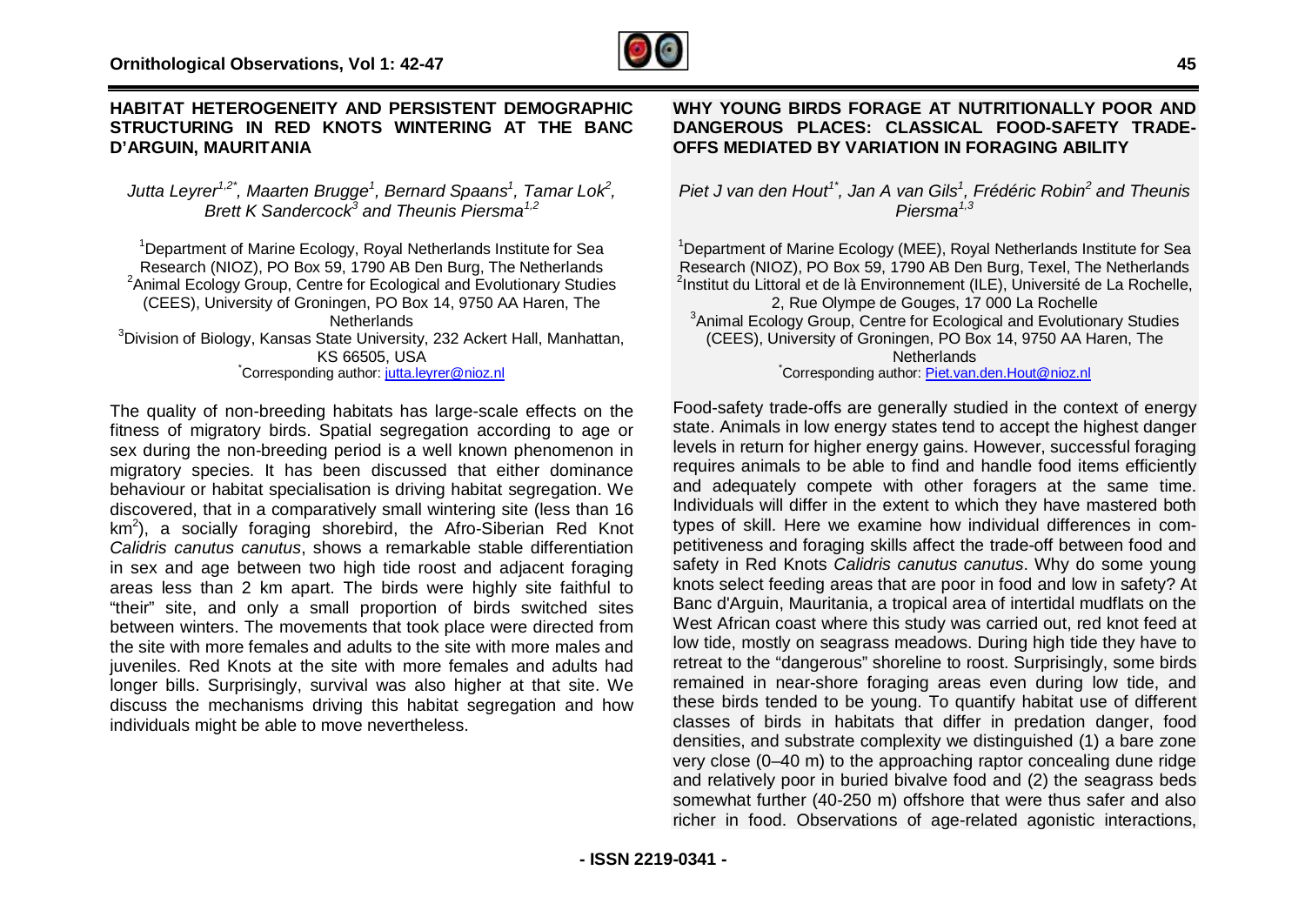## HABITAT HETEROGENEITY AND PERSISTENT DEMOGRAPHIC STRUCTURING IN RED KNOTS WINTERING AT THE BANC D'ARGUIN, MAURITANIA

*Jutta Leyrer[1,2*], Maarten Brugge[1], Bernard Spaans[1], Tamar Lok[2], Brett K Sandercock[3] and Theunis Piersma[1,2]*

[1]Department of Marine Ecology, Royal Netherlands Institute for Sea Research (NIOZ), PO Box 59, 1790 AB Den Burg, The Netherlands
[2]Animal Ecology Group, Centre for Ecological and Evolutionary Studies (CEES), University of Groningen, PO Box 14, 9750 AA Haren, The Netherlands
[3]Division of Biology, Kansas State University, 232 Ackert Hall, Manhattan, KS 66505, USA
[*]Corresponding author: jutta.leyrer@nioz.nl

The quality of non-breeding habitats has large-scale effects on the fitness of migratory birds. Spatial segregation according to age or sex during the non-breeding period is a well known phenomenon in migratory species. It has been discussed that either dominance behaviour or habitat specialisation is driving habitat segregation. We discovered, that in a comparatively small wintering site (less than 16 km$^2$), a socially foraging shorebird, the Afro-Siberian Red Knot *Calidris canutus canutus*, shows a remarkable stable differentiation in sex and age between two high tide roost and adjacent foraging areas less than 2 km apart. The birds were highly site faithful to "their" site, and only a small proportion of birds switched sites between winters. The movements that took place were directed from the site with more females and adults to the site with more males and juveniles. Red Knots at the site with more females and adults had longer bills. Surprisingly, survival was also higher at that site. We discuss the mechanisms driving this habitat segregation and how individuals might be able to move nevertheless.

## WHY YOUNG BIRDS FORAGE AT NUTRITIONALLY POOR AND DANGEROUS PLACES: CLASSICAL FOOD-SAFETY TRADE-OFFS MEDIATED BY VARIATION IN FORAGING ABILITY

*Piet J van den Hout[1*], Jan A van Gils[1], Frédéric Robin[2] and Theunis Piersma[1,3]*

[1]Department of Marine Ecology (MEE), Royal Netherlands Institute for Sea Research (NIOZ), PO Box 59, 1790 AB Den Burg, Texel, The Netherlands
[2]Institut du Littoral et de là Environnement (ILE), Université de La Rochelle, 2, Rue Olympe de Gouges, 17 000 La Rochelle
[3]Animal Ecology Group, Centre for Ecological and Evolutionary Studies (CEES), University of Groningen, PO Box 14, 9750 AA Haren, The Netherlands
[*]Corresponding author: Piet.van.den.Hout@nioz.nl

Food-safety trade-offs are generally studied in the context of energy state. Animals in low energy states tend to accept the highest danger levels in return for higher energy gains. However, successful foraging requires animals to be able to find and handle food items efficiently and adequately compete with other foragers at the same time. Individuals will differ in the extent to which they have mastered both types of skill. Here we examine how individual differences in competitiveness and foraging skills affect the trade-off between food and safety in Red Knots *Calidris canutus canutus*. Why do some young knots select feeding areas that are poor in food and low in safety? At Banc d'Arguin, Mauritania, a tropical area of intertidal mudflats on the West African coast where this study was carried out, red knot feed at low tide, mostly on seagrass meadows. During high tide they have to retreat to the "dangerous" shoreline to roost. Surprisingly, some birds remained in near-shore foraging areas even during low tide, and these birds tended to be young. To quantify habitat use of different classes of birds in habitats that differ in predation danger, food densities, and substrate complexity we distinguished (1) a bare zone very close (0–40 m) to the approaching raptor concealing dune ridge and relatively poor in buried bivalve food and (2) the seagrass beds somewhat further (40-250 m) offshore that were thus safer and also richer in food. Observations of age-related agonistic interactions,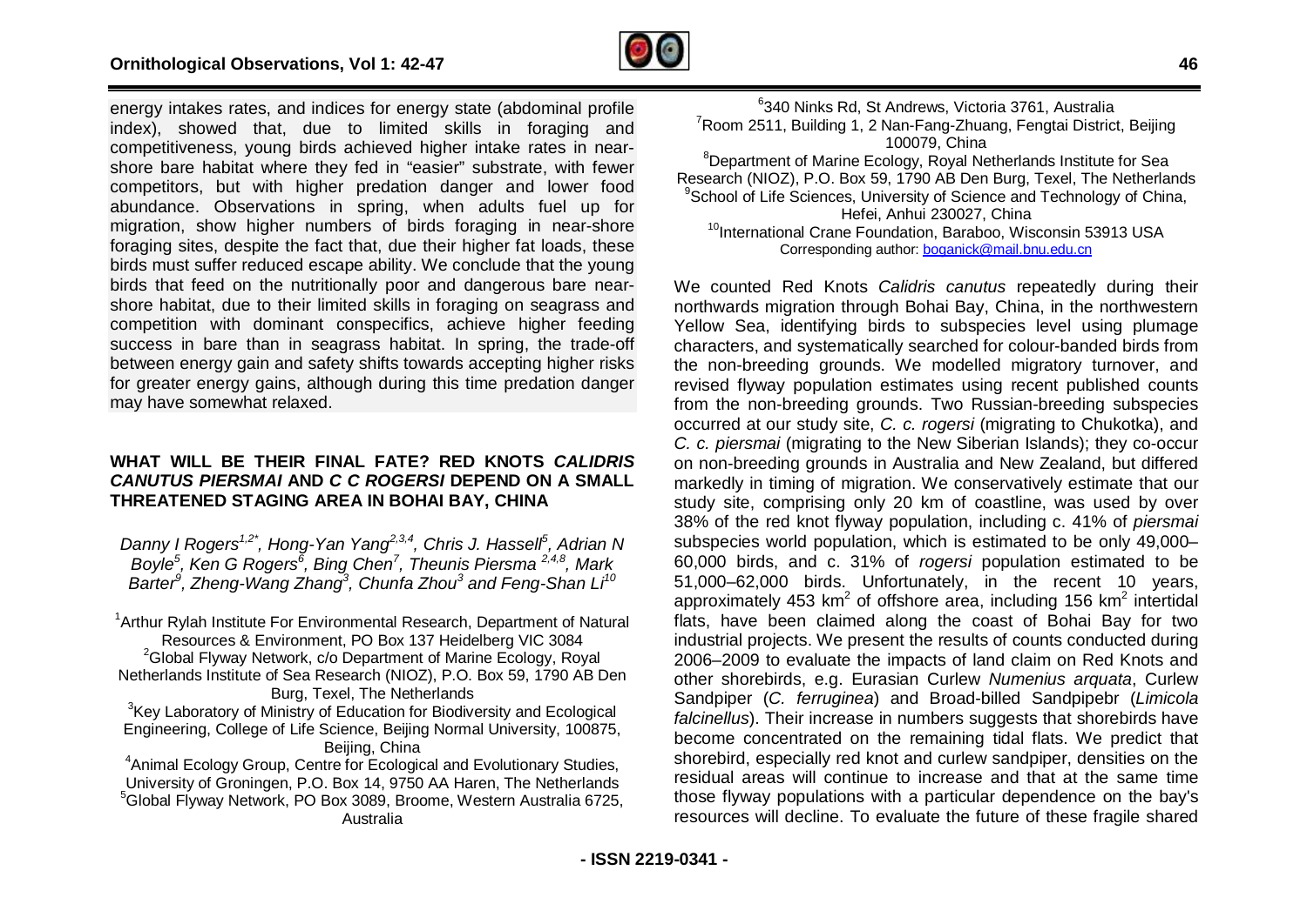energy intakes rates, and indices for energy state (abdominal profile index), showed that, due to limited skills in foraging and competitiveness, young birds achieved higher intake rates in near-shore bare habitat where they fed in "easier" substrate, with fewer competitors, but with higher predation danger and lower food abundance. Observations in spring, when adults fuel up for migration, show higher numbers of birds foraging in near-shore foraging sites, despite the fact that, due their higher fat loads, these birds must suffer reduced escape ability. We conclude that the young birds that feed on the nutritionally poor and dangerous bare near-shore habitat, due to their limited skills in foraging on seagrass and competition with dominant conspecifics, achieve higher feeding success in bare than in seagrass habitat. In spring, the trade-off between energy gain and safety shifts towards accepting higher risks for greater energy gains, although during this time predation danger may have somewhat relaxed.

## WHAT WILL BE THEIR FINAL FATE? RED KNOTS *CALIDRIS CANUTUS PIERSMAI* AND *C C ROGERSI* DEPEND ON A SMALL THREATENED STAGING AREA IN BOHAI BAY, CHINA

*Danny I Rogers[1,2*], Hong-Yan Yang[2,3,4], Chris J. Hassell[5], Adrian N Boyle[5], Ken G Rogers[6], Bing Chen[7], Theunis Piersma [2,4,8], Mark Barter[9], Zheng-Wang Zhang[3], Chunfa Zhou[3] and Feng-Shan Li[10]*

[1]Arthur Rylah Institute For Environmental Research, Department of Natural Resources & Environment, PO Box 137 Heidelberg VIC 3084
[2]Global Flyway Network, c/o Department of Marine Ecology, Royal Netherlands Institute of Sea Research (NIOZ), P.O. Box 59, 1790 AB Den Burg, Texel, The Netherlands
[3]Key Laboratory of Ministry of Education for Biodiversity and Ecological Engineering, College of Life Science, Beijing Normal University, 100875, Beijing, China
[4]Animal Ecology Group, Centre for Ecological and Evolutionary Studies, University of Groningen, P.O. Box 14, 9750 AA Haren, The Netherlands
[5]Global Flyway Network, PO Box 3089, Broome, Western Australia 6725, Australia
[6]340 Ninks Rd, St Andrews, Victoria 3761, Australia
[7]Room 2511, Building 1, 2 Nan-Fang-Zhuang, Fengtai District, Beijing 100079, China
[8]Department of Marine Ecology, Royal Netherlands Institute for Sea Research (NIOZ), P.O. Box 59, 1790 AB Den Burg, Texel, The Netherlands
[9]School of Life Sciences, University of Science and Technology of China, Hefei, Anhui 230027, China
[10]International Crane Foundation, Baraboo, Wisconsin 53913 USA
Corresponding author: boganick@mail.bnu.edu.cn

We counted Red Knots *Calidris canutus* repeatedly during their northwards migration through Bohai Bay, China, in the northwestern Yellow Sea, identifying birds to subspecies level using plumage characters, and systematically searched for colour-banded birds from the non-breeding grounds. We modelled migratory turnover, and revised flyway population estimates using recent published counts from the non-breeding grounds. Two Russian-breeding subspecies occurred at our study site, *C. c. rogersi* (migrating to Chukotka), and *C. c. piersmai* (migrating to the New Siberian Islands); they co-occur on non-breeding grounds in Australia and New Zealand, but differed markedly in timing of migration. We conservatively estimate that our study site, comprising only 20 km of coastline, was used by over 38% of the red knot flyway population, including c. 41% of *piersmai* subspecies world population, which is estimated to be only 49,000–60,000 birds, and c. 31% of *rogersi* population estimated to be 51,000–62,000 birds. Unfortunately, in the recent 10 years, approximately 453 km$^2$ of offshore area, including 156 km$^2$ intertidal flats, have been claimed along the coast of Bohai Bay for two industrial projects. We present the results of counts conducted during 2006–2009 to evaluate the impacts of land claim on Red Knots and other shorebirds, e.g. Eurasian Curlew *Numenius arquata*, Curlew Sandpiper (*C. ferruginea*) and Broad-billed Sandpipebr (*Limicola falcinellus*). Their increase in numbers suggests that shorebirds have become concentrated on the remaining tidal flats. We predict that shorebird, especially red knot and curlew sandpiper, densities on the residual areas will continue to increase and that at the same time those flyway populations with a particular dependence on the bay's resources will decline. To evaluate the future of these fragile shared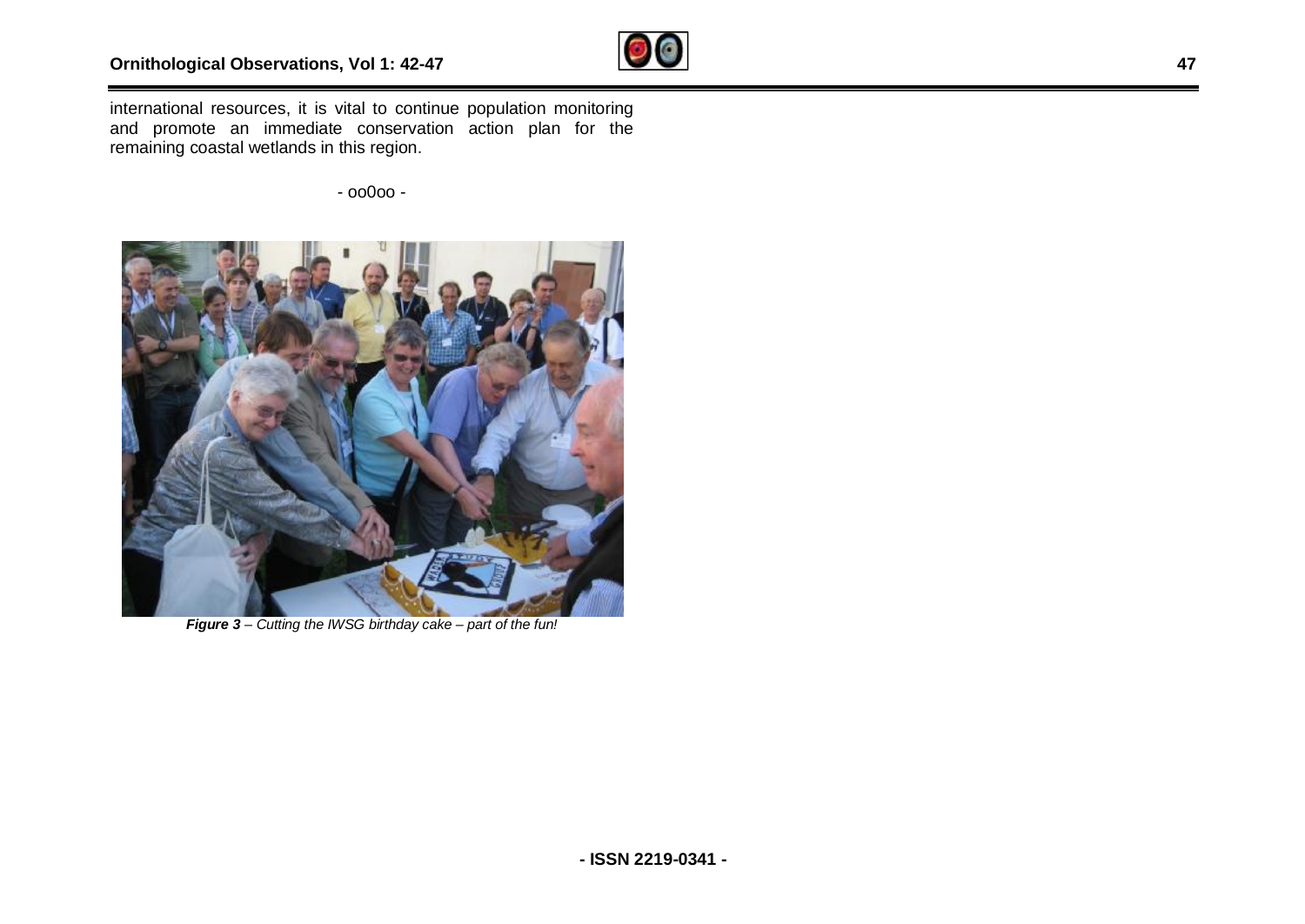international resources, it is vital to continue population monitoring and promote an immediate conservation action plan for the remaining coastal wetlands in this region.

- oo0oo -

***Figure 3*** *– Cutting the IWSG birthday cake – part of the fun!*